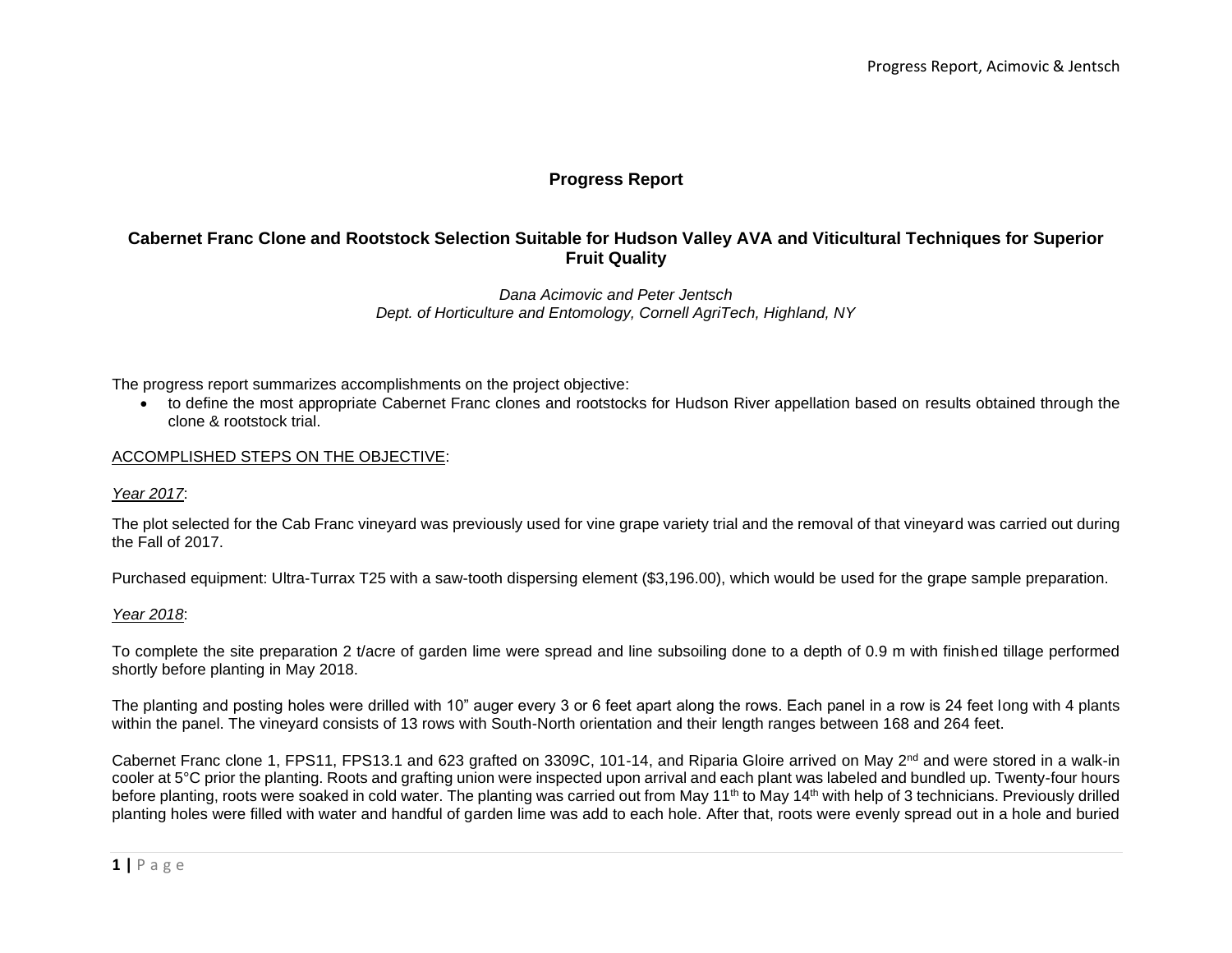# Progress Report

## Cabernet Franc Clone and Rootstock Selection Suitable for Hudson Valley AVA and Viticultural Techniques for Superior Fruit Quality

*Dana Acimovic and Peter Jentsch*
*Dept. of Horticulture and Entomology, Cornell AgriTech, Highland, NY*

The progress report summarizes accomplishments on the project objective:

- to define the most appropriate Cabernet Franc clones and rootstocks for Hudson River appellation based on results obtained through the clone & rootstock trial.

<u>ACCOMPLISHED STEPS ON THE OBJECTIVE</u>:

<u>*Year 2017*</u>:

The plot selected for the Cab Franc vineyard was previously used for vine grape variety trial and the removal of that vineyard was carried out during the Fall of 2017.

Purchased equipment: Ultra-Turrax T25 with a saw-tooth dispersing element ($3,196.00), which would be used for the grape sample preparation.

<u>*Year 2018*</u>:

To complete the site preparation 2 t/acre of garden lime were spread and line subsoiling done to a depth of 0.9 m with finished tillage performed shortly before planting in May 2018.

The planting and posting holes were drilled with 10" auger every 3 or 6 feet apart along the rows. Each panel in a row is 24 feet long with 4 plants within the panel. The vineyard consists of 13 rows with South-North orientation and their length ranges between 168 and 264 feet.

Cabernet Franc clone 1, FPS11, FPS13.1 and 623 grafted on 3309C, 101-14, and Riparia Gloire arrived on May 2nd and were stored in a walk-in cooler at 5°C prior the planting. Roots and grafting union were inspected upon arrival and each plant was labeled and bundled up. Twenty-four hours before planting, roots were soaked in cold water. The planting was carried out from May 11th to May 14th with help of 3 technicians. Previously drilled planting holes were filled with water and handful of garden lime was add to each hole. After that, roots were evenly spread out in a hole and buried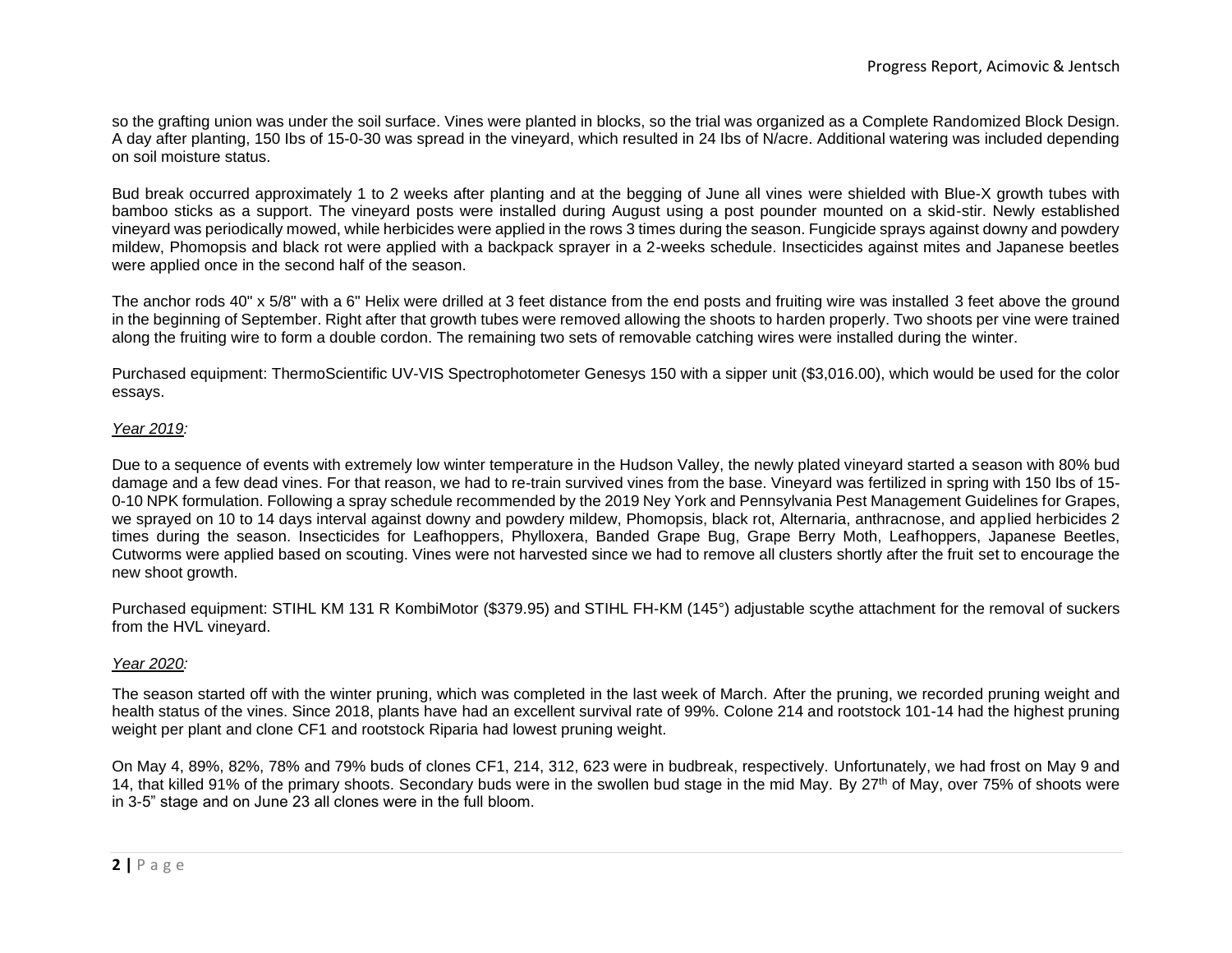so the grafting union was under the soil surface. Vines were planted in blocks, so the trial was organized as a Complete Randomized Block Design. A day after planting, 150 Ibs of 15-0-30 was spread in the vineyard, which resulted in 24 Ibs of N/acre. Additional watering was included depending on soil moisture status.

Bud break occurred approximately 1 to 2 weeks after planting and at the begging of June all vines were shielded with Blue-X growth tubes with bamboo sticks as a support. The vineyard posts were installed during August using a post pounder mounted on a skid-stir. Newly established vineyard was periodically mowed, while herbicides were applied in the rows 3 times during the season. Fungicide sprays against downy and powdery mildew, Phomopsis and black rot were applied with a backpack sprayer in a 2-weeks schedule. Insecticides against mites and Japanese beetles were applied once in the second half of the season.

The anchor rods 40" x 5/8" with a 6" Helix were drilled at 3 feet distance from the end posts and fruiting wire was installed 3 feet above the ground in the beginning of September. Right after that growth tubes were removed allowing the shoots to harden properly. Two shoots per vine were trained along the fruiting wire to form a double cordon. The remaining two sets of removable catching wires were installed during the winter.

Purchased equipment: ThermoScientific UV-VIS Spectrophotometer Genesys 150 with a sipper unit ($3,016.00), which would be used for the color essays.

*Year 2019:*

Due to a sequence of events with extremely low winter temperature in the Hudson Valley, the newly plated vineyard started a season with 80% bud damage and a few dead vines. For that reason, we had to re-train survived vines from the base. Vineyard was fertilized in spring with 150 Ibs of 15-0-10 NPK formulation. Following a spray schedule recommended by the 2019 Ney York and Pennsylvania Pest Management Guidelines for Grapes, we sprayed on 10 to 14 days interval against downy and powdery mildew, Phomopsis, black rot, Alternaria, anthracnose, and applied herbicides 2 times during the season. Insecticides for Leafhoppers, Phylloxera, Banded Grape Bug, Grape Berry Moth, Leafhoppers, Japanese Beetles, Cutworms were applied based on scouting. Vines were not harvested since we had to remove all clusters shortly after the fruit set to encourage the new shoot growth.

Purchased equipment: STIHL KM 131 R KombiMotor ($379.95) and STIHL FH-KM (145°) adjustable scythe attachment for the removal of suckers from the HVL vineyard.

*Year 2020:*

The season started off with the winter pruning, which was completed in the last week of March. After the pruning, we recorded pruning weight and health status of the vines. Since 2018, plants have had an excellent survival rate of 99%. Colone 214 and rootstock 101-14 had the highest pruning weight per plant and clone CF1 and rootstock Riparia had lowest pruning weight.

On May 4, 89%, 82%, 78% and 79% buds of clones CF1, 214, 312, 623 were in budbreak, respectively. Unfortunately, we had frost on May 9 and 14, that killed 91% of the primary shoots. Secondary buds were in the swollen bud stage in the mid May. By 27th of May, over 75% of shoots were in 3-5" stage and on June 23 all clones were in the full bloom.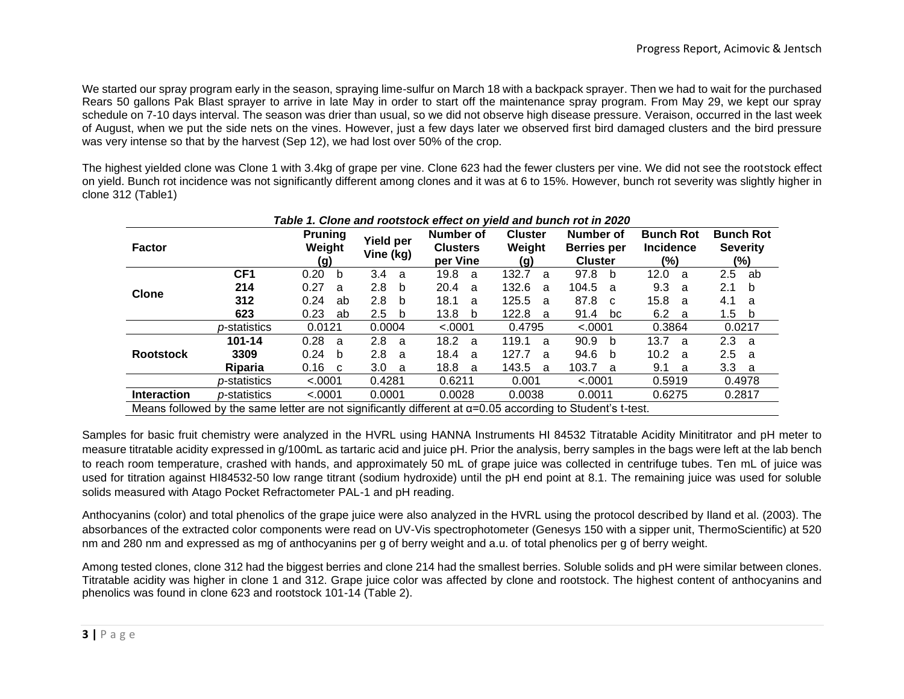We started our spray program early in the season, spraying lime-sulfur on March 18 with a backpack sprayer. Then we had to wait for the purchased Rears 50 gallons Pak Blast sprayer to arrive in late May in order to start off the maintenance spray program. From May 29, we kept our spray schedule on 7-10 days interval. The season was drier than usual, so we did not observe high disease pressure. Veraison, occurred in the last week of August, when we put the side nets on the vines. However, just a few days later we observed first bird damaged clusters and the bird pressure was very intense so that by the harvest (Sep 12), we had lost over 50% of the crop.

The highest yielded clone was Clone 1 with 3.4kg of grape per vine. Clone 623 had the fewer clusters per vine. We did not see the rootstock effect on yield. Bunch rot incidence was not significantly different among clones and it was at 6 to 15%. However, bunch rot severity was slightly higher in clone 312 (Table1)

***Table 1. Clone and rootstock effect on yield and bunch rot in 2020***

| Factor | | Pruning Weight (g) | Yield per Vine (kg) | Number of Clusters per Vine | Cluster Weight (g) | Number of Berries per Cluster | Bunch Rot Incidence (%) | Bunch Rot Severity (%) |
|---|---|---|---|---|---|---|---|---|
| **Clone** | **CF1** | 0.20 b | 3.4 a | 19.8 a | 132.7 a | 97.8 b | 12.0 a | 2.5 ab |
| | **214** | 0.27 a | 2.8 b | 20.4 a | 132.6 a | 104.5 a | 9.3 a | 2.1 b |
| | **312** | 0.24 ab | 2.8 b | 18.1 a | 125.5 a | 87.8 c | 15.8 a | 4.1 a |
| | **623** | 0.23 ab | 2.5 b | 13.8 b | 122.8 a | 91.4 bc | 6.2 a | 1.5 b |
| | *p*-statistics | 0.0121 | 0.0004 | <.0001 | 0.4795 | <.0001 | 0.3864 | 0.0217 |
| **Rootstock** | **101-14** | 0.28 a | 2.8 a | 18.2 a | 119.1 a | 90.9 b | 13.7 a | 2.3 a |
| | **3309** | 0.24 b | 2.8 a | 18.4 a | 127.7 a | 94.6 b | 10.2 a | 2.5 a |
| | **Riparia** | 0.16 c | 3.0 a | 18.8 a | 143.5 a | 103.7 a | 9.1 a | 3.3 a |
| | *p*-statistics | <.0001 | 0.4281 | 0.6211 | 0.001 | <.0001 | 0.5919 | 0.4978 |
| **Interaction** | *p*-statistics | <.0001 | 0.0001 | 0.0028 | 0.0038 | 0.0011 | 0.6275 | 0.2817 |

Means followed by the same letter are not significantly different at $\alpha$=0.05 according to Student's t-test.

Samples for basic fruit chemistry were analyzed in the HVRL using HANNA Instruments HI 84532 Titratable Acidity Minititrator and pH meter to measure titratable acidity expressed in g/100mL as tartaric acid and juice pH. Prior the analysis, berry samples in the bags were left at the lab bench to reach room temperature, crashed with hands, and approximately 50 mL of grape juice was collected in centrifuge tubes. Ten mL of juice was used for titration against HI84532-50 low range titrant (sodium hydroxide) until the pH end point at 8.1. The remaining juice was used for soluble solids measured with Atago Pocket Refractometer PAL-1 and pH reading.

Anthocyanins (color) and total phenolics of the grape juice were also analyzed in the HVRL using the protocol described by Iland et al. (2003). The absorbances of the extracted color components were read on UV-Vis spectrophotometer (Genesys 150 with a sipper unit, ThermoScientific) at 520 nm and 280 nm and expressed as mg of anthocyanins per g of berry weight and a.u. of total phenolics per g of berry weight.

Among tested clones, clone 312 had the biggest berries and clone 214 had the smallest berries. Soluble solids and pH were similar between clones. Titratable acidity was higher in clone 1 and 312. Grape juice color was affected by clone and rootstock. The highest content of anthocyanins and phenolics was found in clone 623 and rootstock 101-14 (Table 2).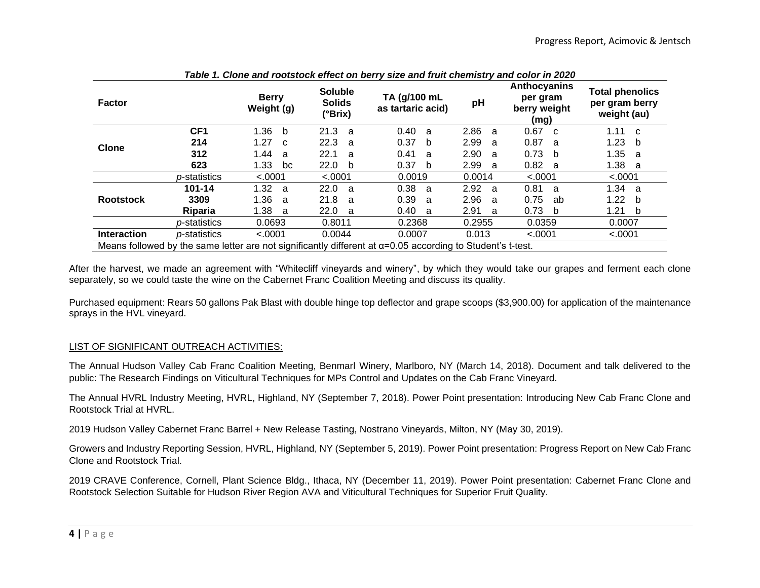*Table 1. Clone and rootstock effect on berry size and fruit chemistry and color in 2020*

| Factor | | Berry Weight (g) | Soluble Solids (°Brix) | TA (g/100 mL as tartaric acid) | pH | Anthocyanins per gram berry weight (mg) | Total phenolics per gram berry weight (au) |
|---|---|---|---|---|---|---|---|
| Clone | CF1 | 1.36 b | 21.3 a | 0.40 a | 2.86 a | 0.67 c | 1.11 c |
| | 214 | 1.27 c | 22.3 a | 0.37 b | 2.99 a | 0.87 a | 1.23 b |
| | 312 | 1.44 a | 22.1 a | 0.41 a | 2.90 a | 0.73 b | 1.35 a |
| | 623 | 1.33 bc | 22.0 b | 0.37 b | 2.99 a | 0.82 a | 1.38 a |
| | *p*-statistics | <.0001 | <.0001 | 0.0019 | 0.0014 | <.0001 | <.0001 |
| Rootstock | 101-14 | 1.32 a | 22.0 a | 0.38 a | 2.92 a | 0.81 a | 1.34 a |
| | 3309 | 1.36 a | 21.8 a | 0.39 a | 2.96 a | 0.75 ab | 1.22 b |
| | Riparia | 1.38 a | 22.0 a | 0.40 a | 2.91 a | 0.73 b | 1.21 b |
| | *p*-statistics | 0.0693 | 0.8011 | 0.2368 | 0.2955 | 0.0359 | 0.0007 |
| Interaction | *p*-statistics | <.0001 | 0.0044 | 0.0007 | 0.013 | <.0001 | <.0001 |

Means followed by the same letter are not significantly different at α=0.05 according to Student's t-test.

After the harvest, we made an agreement with "Whitecliff vineyards and winery", by which they would take our grapes and ferment each clone separately, so we could taste the wine on the Cabernet Franc Coalition Meeting and discuss its quality.

Purchased equipment: Rears 50 gallons Pak Blast with double hinge top deflector and grape scoops ($3,900.00) for application of the maintenance sprays in the HVL vineyard.

## LIST OF SIGNIFICANT OUTREACH ACTIVITIES:

The Annual Hudson Valley Cab Franc Coalition Meeting, Benmarl Winery, Marlboro, NY (March 14, 2018). Document and talk delivered to the public: The Research Findings on Viticultural Techniques for MPs Control and Updates on the Cab Franc Vineyard.

The Annual HVRL Industry Meeting, HVRL, Highland, NY (September 7, 2018). Power Point presentation: Introducing New Cab Franc Clone and Rootstock Trial at HVRL.

2019 Hudson Valley Cabernet Franc Barrel + New Release Tasting, Nostrano Vineyards, Milton, NY (May 30, 2019).

Growers and Industry Reporting Session, HVRL, Highland, NY (September 5, 2019). Power Point presentation: Progress Report on New Cab Franc Clone and Rootstock Trial.

2019 CRAVE Conference, Cornell, Plant Science Bldg., Ithaca, NY (December 11, 2019). Power Point presentation: Cabernet Franc Clone and Rootstock Selection Suitable for Hudson River Region AVA and Viticultural Techniques for Superior Fruit Quality.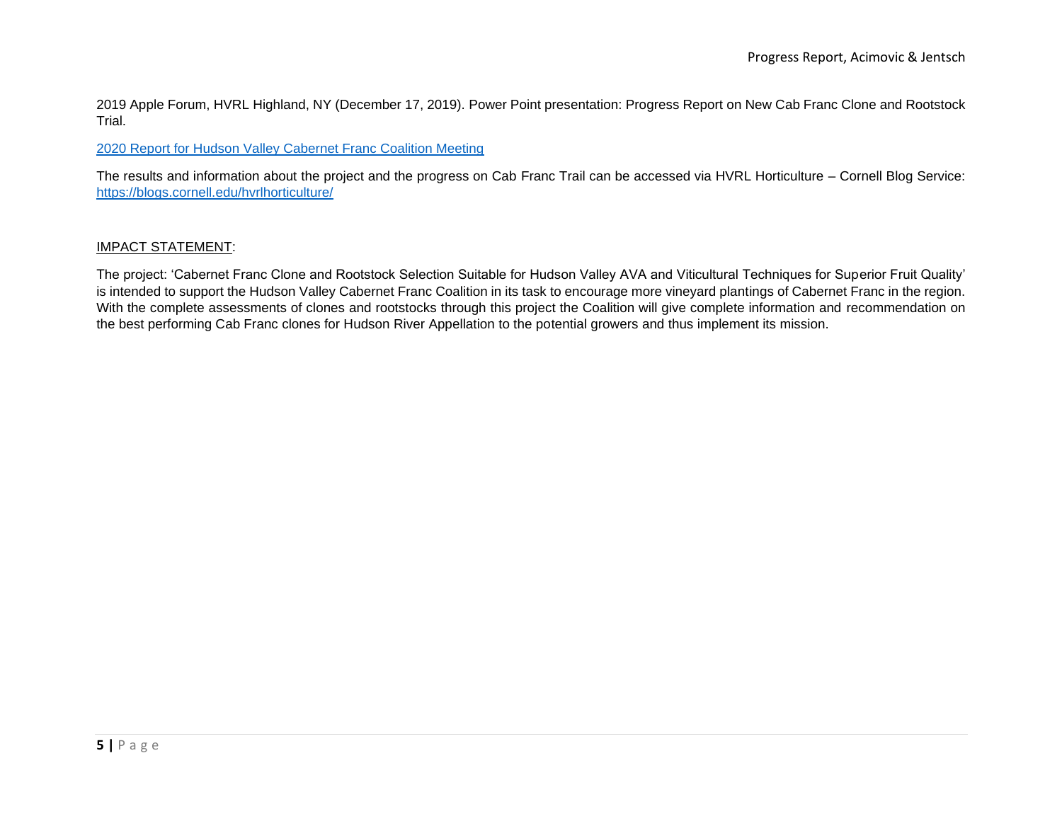2019 Apple Forum, HVRL Highland, NY (December 17, 2019). Power Point presentation: Progress Report on New Cab Franc Clone and Rootstock Trial.

[2020 Report for Hudson Valley Cabernet Franc Coalition Meeting]

The results and information about the project and the progress on Cab Franc Trail can be accessed via HVRL Horticulture – Cornell Blog Service: https://blogs.cornell.edu/hvrlhorticulture/

IMPACT STATEMENT:

The project: 'Cabernet Franc Clone and Rootstock Selection Suitable for Hudson Valley AVA and Viticultural Techniques for Superior Fruit Quality' is intended to support the Hudson Valley Cabernet Franc Coalition in its task to encourage more vineyard plantings of Cabernet Franc in the region. With the complete assessments of clones and rootstocks through this project the Coalition will give complete information and recommendation on the best performing Cab Franc clones for Hudson River Appellation to the potential growers and thus implement its mission.